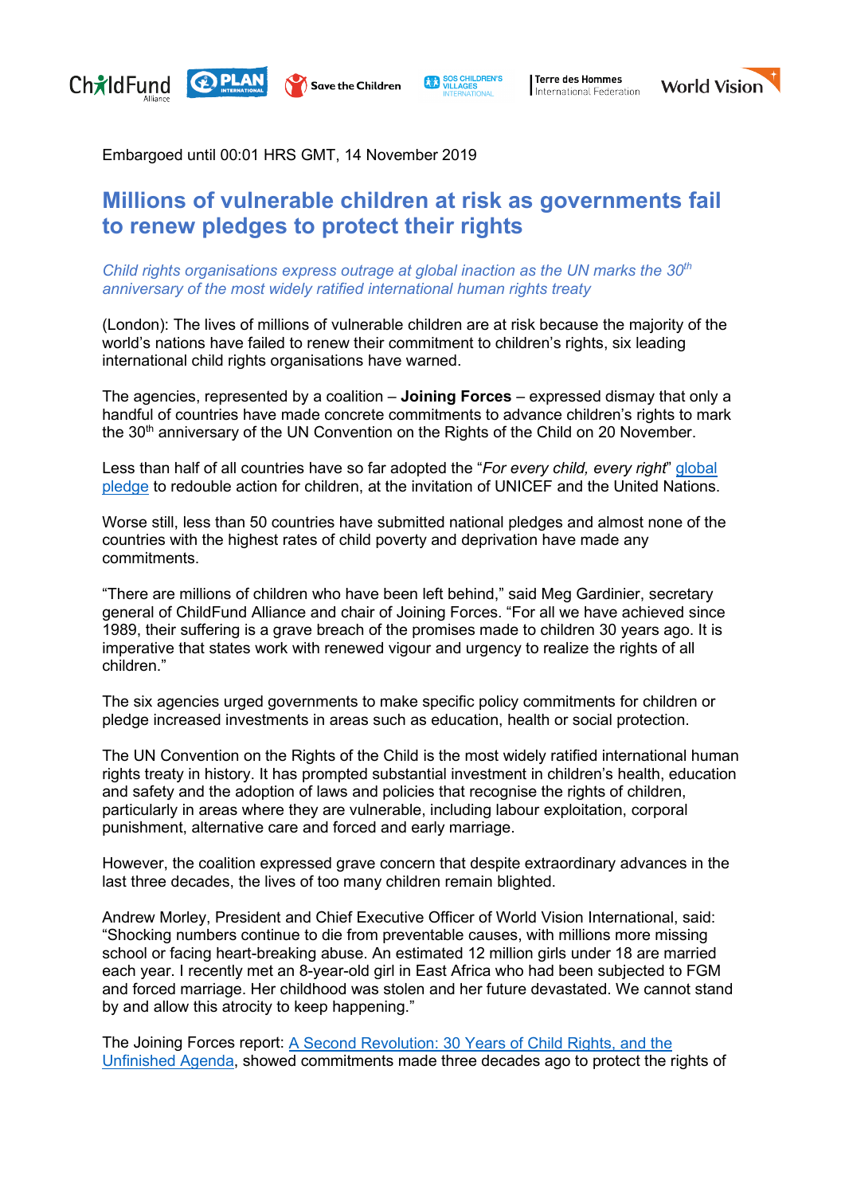Embargoed until 00:01 HRS GMT, 14 November 2019

# Millions of vulnerable children at risk as governments fail to renew pledges to protect their rights

*Child rights organisations express outrage at global inaction as the UN marks the 30th anniversary of the most widely ratified international human rights treaty*

(London): The lives of millions of vulnerable children are at risk because the majority of the world's nations have failed to renew their commitment to children's rights, six leading international child rights organisations have warned.

The agencies, represented by a coalition – **Joining Forces** – expressed dismay that only a handful of countries have made concrete commitments to advance children's rights to mark the 30th anniversary of the UN Convention on the Rights of the Child on 20 November.

Less than half of all countries have so far adopted the "*For every child, every right*" global pledge to redouble action for children, at the invitation of UNICEF and the United Nations.

Worse still, less than 50 countries have submitted national pledges and almost none of the countries with the highest rates of child poverty and deprivation have made any commitments.

"There are millions of children who have been left behind," said Meg Gardinier, secretary general of ChildFund Alliance and chair of Joining Forces. "For all we have achieved since 1989, their suffering is a grave breach of the promises made to children 30 years ago. It is imperative that states work with renewed vigour and urgency to realize the rights of all children."

The six agencies urged governments to make specific policy commitments for children or pledge increased investments in areas such as education, health or social protection.

The UN Convention on the Rights of the Child is the most widely ratified international human rights treaty in history. It has prompted substantial investment in children's health, education and safety and the adoption of laws and policies that recognise the rights of children, particularly in areas where they are vulnerable, including labour exploitation, corporal punishment, alternative care and forced and early marriage.

However, the coalition expressed grave concern that despite extraordinary advances in the last three decades, the lives of too many children remain blighted.

Andrew Morley, President and Chief Executive Officer of World Vision International, said: "Shocking numbers continue to die from preventable causes, with millions more missing school or facing heart-breaking abuse. An estimated 12 million girls under 18 are married each year. I recently met an 8-year-old girl in East Africa who had been subjected to FGM and forced marriage. Her childhood was stolen and her future devastated. We cannot stand by and allow this atrocity to keep happening."

The Joining Forces report: A Second Revolution: 30 Years of Child Rights, and the Unfinished Agenda, showed commitments made three decades ago to protect the rights of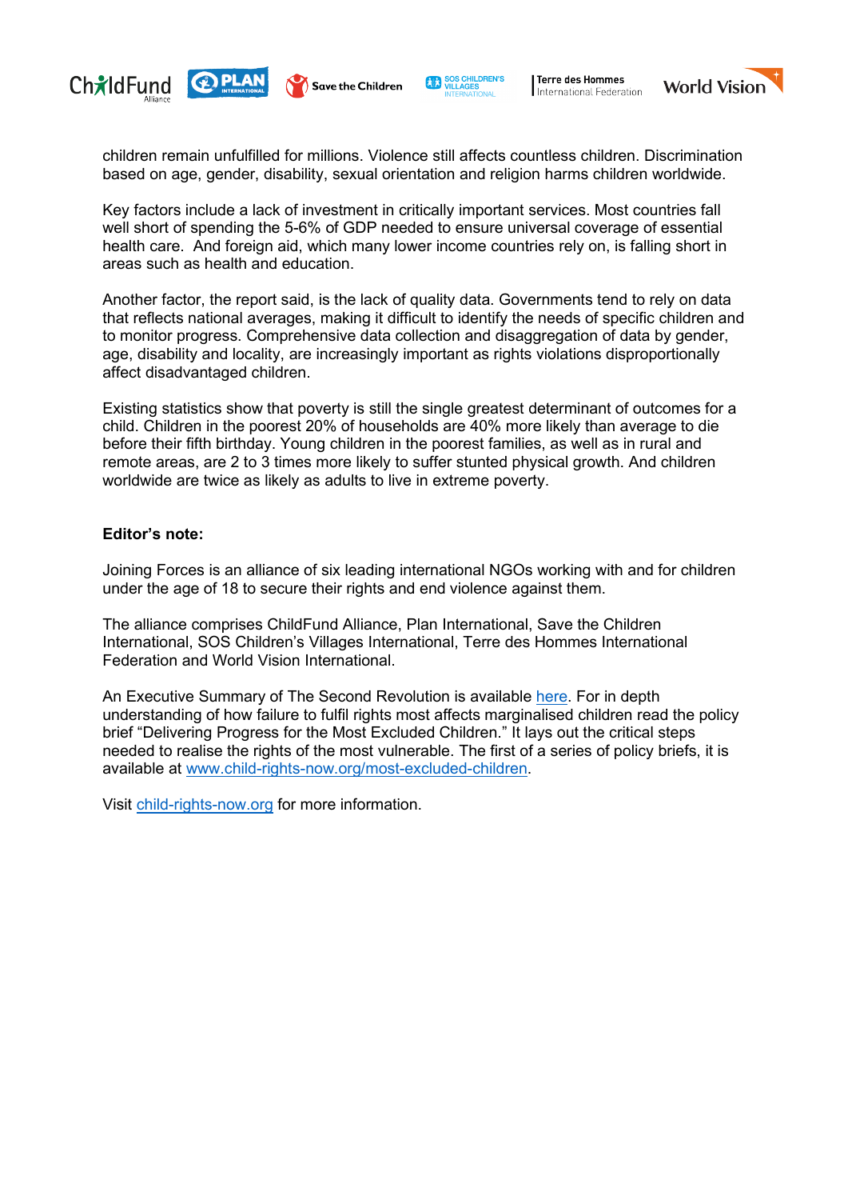children remain unfulfilled for millions. Violence still affects countless children. Discrimination based on age, gender, disability, sexual orientation and religion harms children worldwide.

Key factors include a lack of investment in critically important services. Most countries fall well short of spending the 5-6% of GDP needed to ensure universal coverage of essential health care. And foreign aid, which many lower income countries rely on, is falling short in areas such as health and education.

Another factor, the report said, is the lack of quality data. Governments tend to rely on data that reflects national averages, making it difficult to identify the needs of specific children and to monitor progress. Comprehensive data collection and disaggregation of data by gender, age, disability and locality, are increasingly important as rights violations disproportionally affect disadvantaged children.

Existing statistics show that poverty is still the single greatest determinant of outcomes for a child. Children in the poorest 20% of households are 40% more likely than average to die before their fifth birthday. Young children in the poorest families, as well as in rural and remote areas, are 2 to 3 times more likely to suffer stunted physical growth. And children worldwide are twice as likely as adults to live in extreme poverty.

**Editor's note:**

Joining Forces is an alliance of six leading international NGOs working with and for children under the age of 18 to secure their rights and end violence against them.

The alliance comprises ChildFund Alliance, Plan International, Save the Children International, SOS Children's Villages International, Terre des Hommes International Federation and World Vision International.

An Executive Summary of The Second Revolution is available here. For in depth understanding of how failure to fulfil rights most affects marginalised children read the policy brief "Delivering Progress for the Most Excluded Children." It lays out the critical steps needed to realise the rights of the most vulnerable. The first of a series of policy briefs, it is available at www.child-rights-now.org/most-excluded-children.

Visit child-rights-now.org for more information.